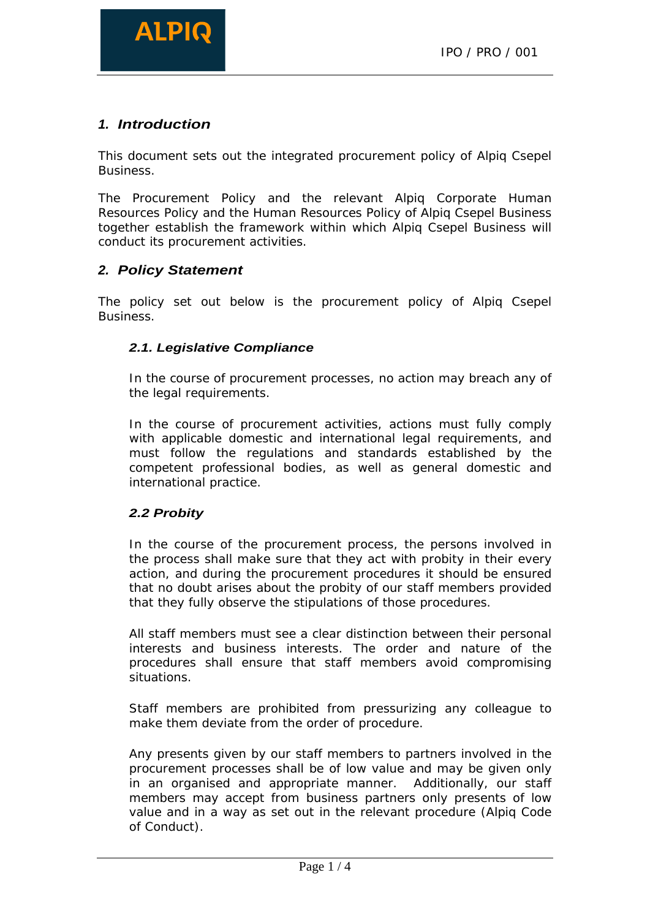## 1. Introduction

This document sets out the integrated procurement policy of Alpiq Csepel Business.

The Procurement Policy and the relevant Alpiq Corporate Human Resources Policy and the Human Resources Policy of Alpiq Csepel Business together establish the framework within which Alpiq Csepel Business will conduct its procurement activities.

## 2. Policy Statement

The policy set out below is the procurement policy of Alpiq Csepel Business.

### 2.1. Legislative Compliance

In the course of procurement processes, no action may breach any of the legal requirements.

In the course of procurement activities, actions must fully comply with applicable domestic and international legal requirements, and must follow the regulations and standards established by the competent professional bodies, as well as general domestic and international practice.

### 2.2 Probity

In the course of the procurement process, the persons involved in the process shall make sure that they act with probity in their every action, and during the procurement procedures it should be ensured that no doubt arises about the probity of our staff members provided that they fully observe the stipulations of those procedures.

All staff members must see a clear distinction between their personal interests and business interests. The order and nature of the procedures shall ensure that staff members avoid compromising situations.

Staff members are prohibited from pressurizing any colleague to make them deviate from the order of procedure.

Any presents given by our staff members to partners involved in the procurement processes shall be of low value and may be given only in an organised and appropriate manner. Additionally, our staff members may accept from business partners only presents of low value and in a way as set out in the relevant procedure (Alpiq Code of Conduct).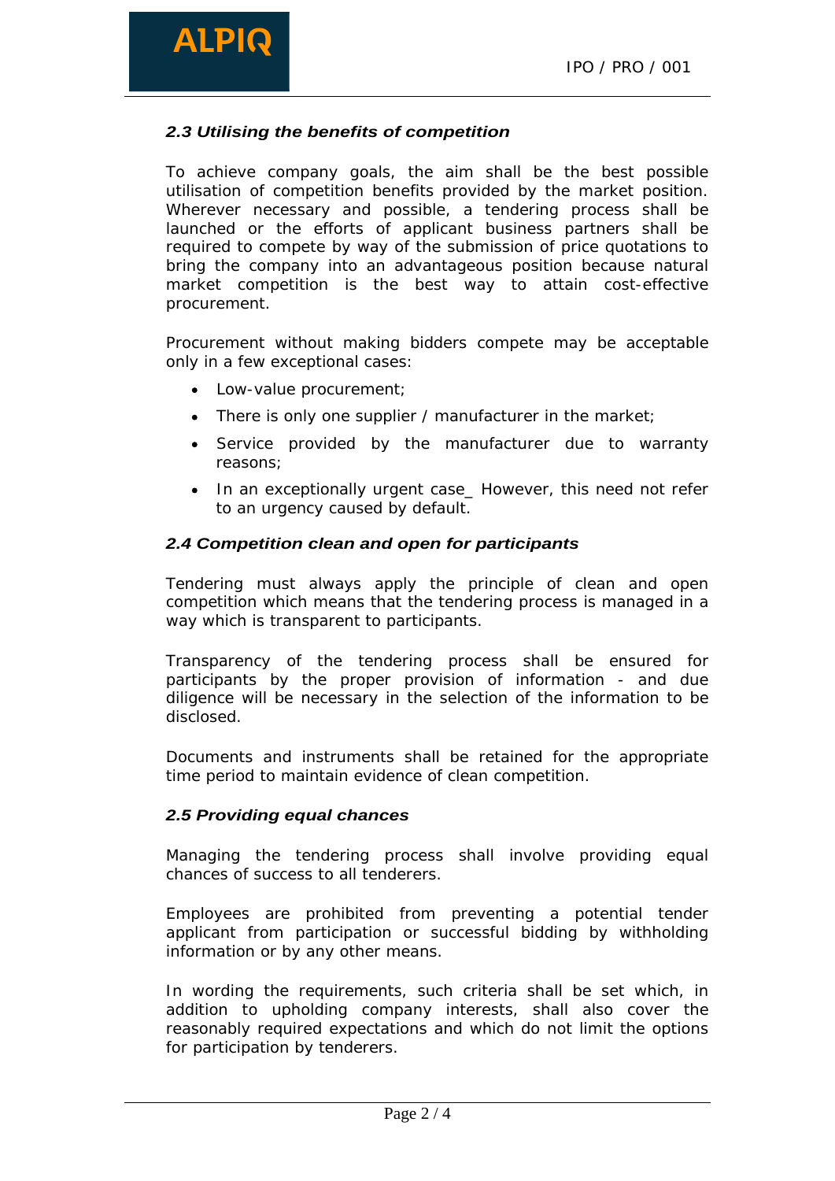### *2.3 Utilising the benefits of competition*

To achieve company goals, the aim shall be the best possible utilisation of competition benefits provided by the market position. Wherever necessary and possible, a tendering process shall be launched or the efforts of applicant business partners shall be required to compete by way of the submission of price quotations to bring the company into an advantageous position because natural market competition is the best way to attain cost-effective procurement.

Procurement without making bidders compete may be acceptable only in a few exceptional cases:

- Low-value procurement;
- There is only one supplier / manufacturer in the market;
- Service provided by the manufacturer due to warranty reasons;
- In an exceptionally urgent case_ However, this need not refer to an urgency caused by default.

### *2.4 Competition clean and open for participants*

Tendering must always apply the principle of clean and open competition which means that the tendering process is managed in a way which is transparent to participants.

Transparency of the tendering process shall be ensured for participants by the proper provision of information - and due diligence will be necessary in the selection of the information to be disclosed.

Documents and instruments shall be retained for the appropriate time period to maintain evidence of clean competition.

### *2.5 Providing equal chances*

Managing the tendering process shall involve providing equal chances of success to all tenderers.

Employees are prohibited from preventing a potential tender applicant from participation or successful bidding by withholding information or by any other means.

In wording the requirements, such criteria shall be set which, in addition to upholding company interests, shall also cover the reasonably required expectations and which do not limit the options for participation by tenderers.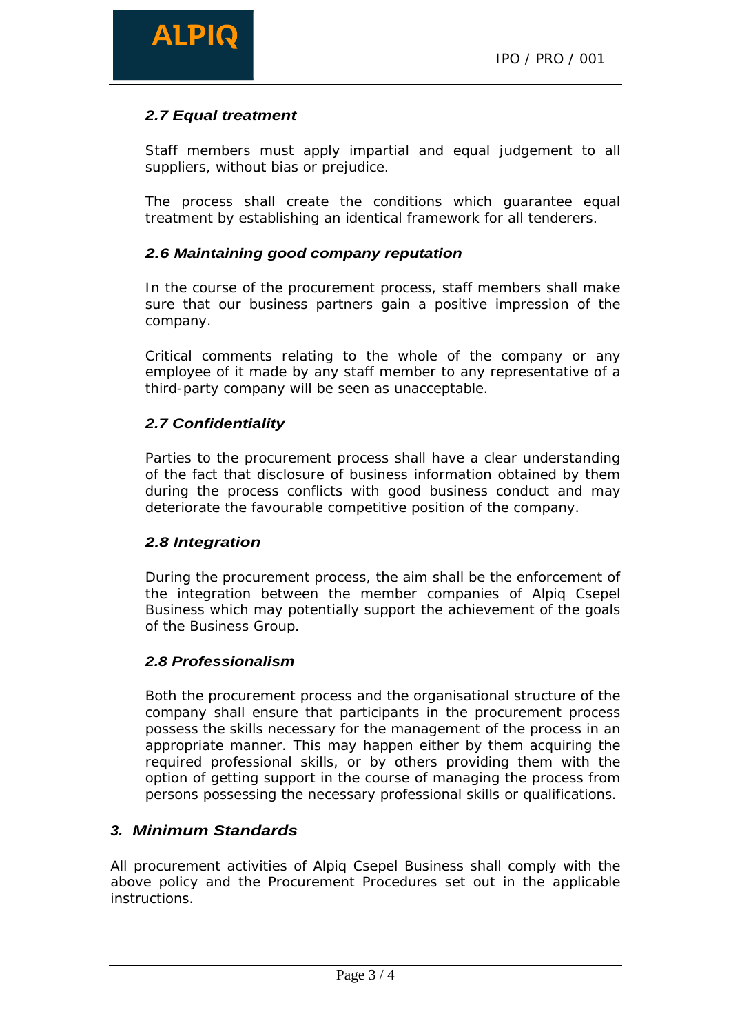### *2.7 Equal treatment*

Staff members must apply impartial and equal judgement to all suppliers, without bias or prejudice.

The process shall create the conditions which guarantee equal treatment by establishing an identical framework for all tenderers.

### *2.6 Maintaining good company reputation*

In the course of the procurement process, staff members shall make sure that our business partners gain a positive impression of the company.

Critical comments relating to the whole of the company or any employee of it made by any staff member to any representative of a third-party company will be seen as unacceptable.

### *2.7 Confidentiality*

Parties to the procurement process shall have a clear understanding of the fact that disclosure of business information obtained by them during the process conflicts with good business conduct and may deteriorate the favourable competitive position of the company.

### *2.8 Integration*

During the procurement process, the aim shall be the enforcement of the integration between the member companies of Alpiq Csepel Business which may potentially support the achievement of the goals of the Business Group.

### *2.8 Professionalism*

Both the procurement process and the organisational structure of the company shall ensure that participants in the procurement process possess the skills necessary for the management of the process in an appropriate manner. This may happen either by them acquiring the required professional skills, or by others providing them with the option of getting support in the course of managing the process from persons possessing the necessary professional skills or qualifications.

## *3. Minimum Standards*

All procurement activities of Alpiq Csepel Business shall comply with the above policy and the Procurement Procedures set out in the applicable instructions.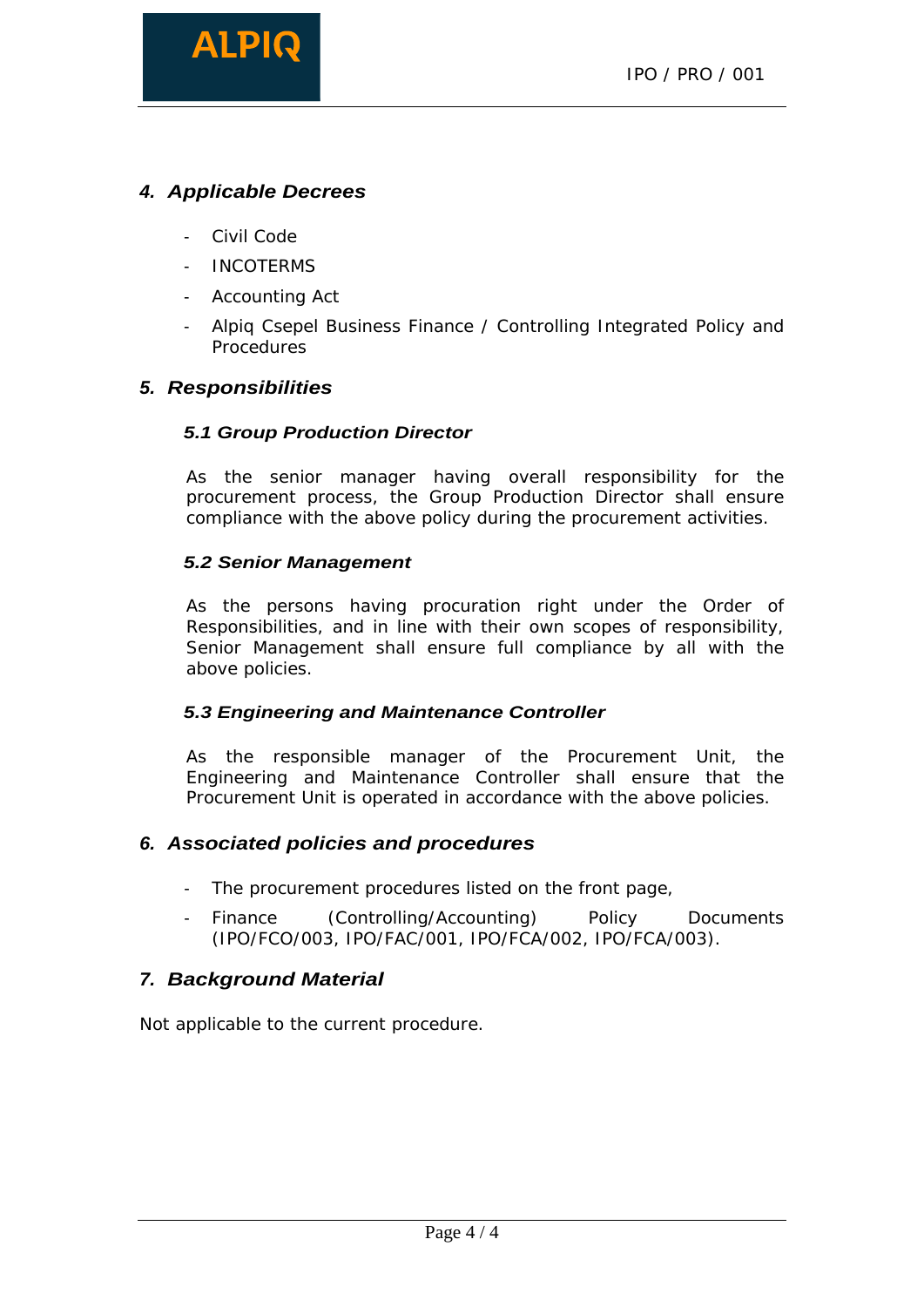## *4. Applicable Decrees*

- Civil Code
- INCOTERMS
- Accounting Act
- Alpiq Csepel Business Finance / Controlling Integrated Policy and Procedures

## *5. Responsibilities*

### *5.1 Group Production Director*

As the senior manager having overall responsibility for the procurement process, the Group Production Director shall ensure compliance with the above policy during the procurement activities.

### *5.2 Senior Management*

As the persons having procuration right under the Order of Responsibilities, and in line with their own scopes of responsibility, Senior Management shall ensure full compliance by all with the above policies.

### *5.3 Engineering and Maintenance Controller*

As the responsible manager of the Procurement Unit, the Engineering and Maintenance Controller shall ensure that the Procurement Unit is operated in accordance with the above policies.

## *6. Associated policies and procedures*

- The procurement procedures listed on the front page,
- Finance (Controlling/Accounting) Policy Documents (IPO/FCO/003, IPO/FAC/001, IPO/FCA/002, IPO/FCA/003).

## *7. Background Material*

Not applicable to the current procedure.